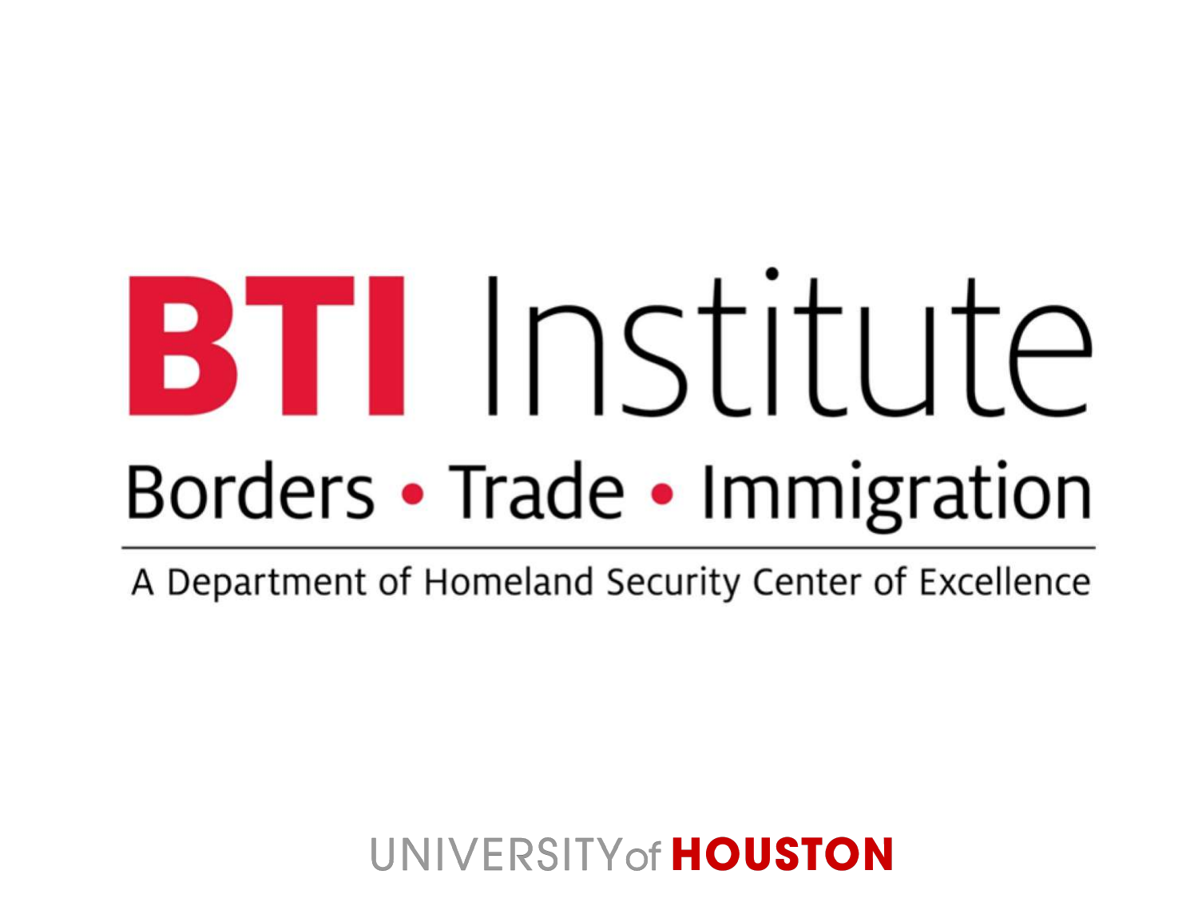# BTI Institute

## Borders • Trade • Immigration

A Department of Homeland Security Center of Excellence

UNIVERSITY of HOUSTON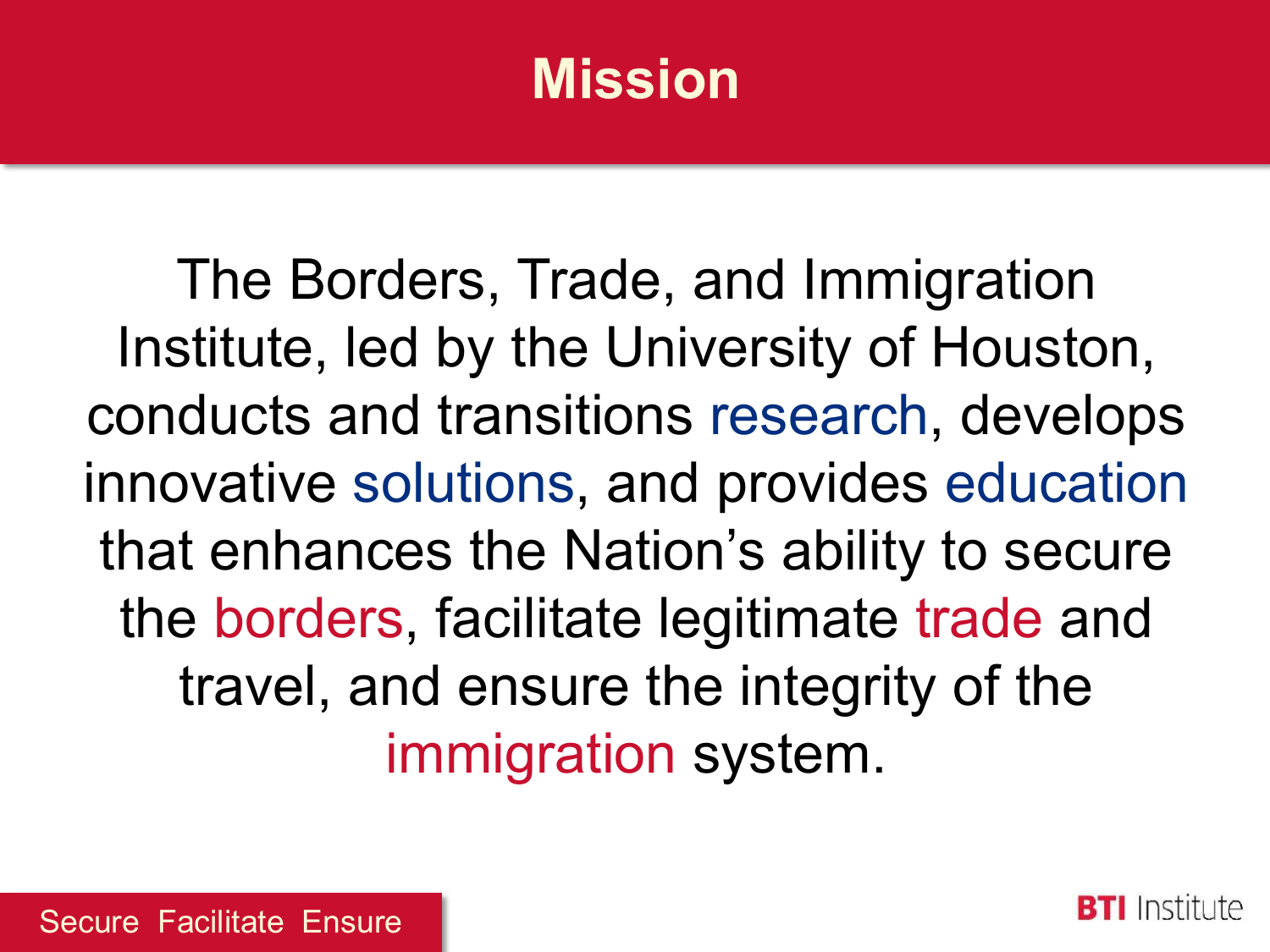# Mission

The Borders, Trade, and Immigration Institute, led by the University of Houston, conducts and transitions research, develops innovative solutions, and provides education that enhances the Nation's ability to secure the borders, facilitate legitimate trade and travel, and ensure the integrity of the immigration system.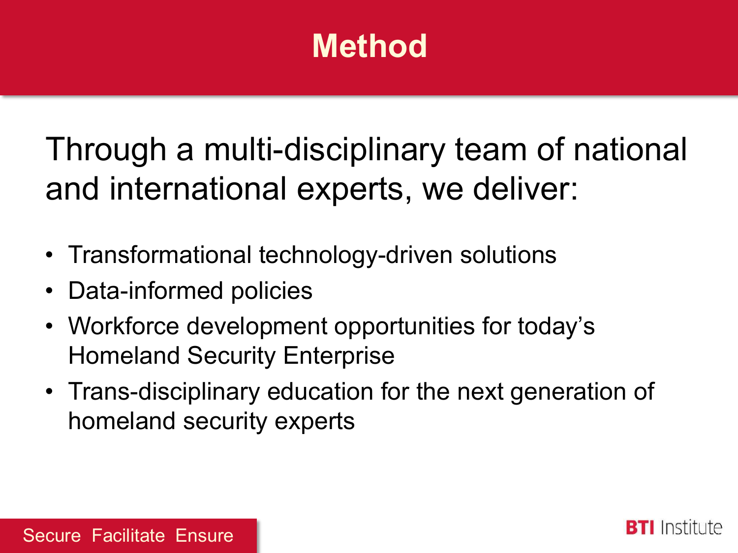# Method

Through a multi-disciplinary team of national and international experts, we deliver:

- Transformational technology-driven solutions
- Data-informed policies
- Workforce development opportunities for today's Homeland Security Enterprise
- Trans-disciplinary education for the next generation of homeland security experts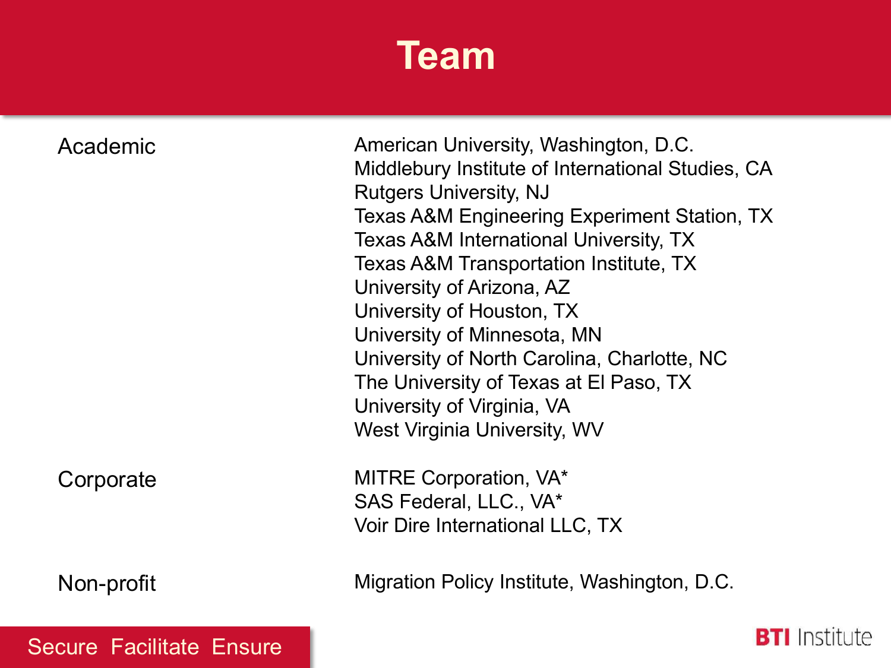# Team

| | |
|---|---|
| Academic | American University, Washington, D.C.<br>Middlebury Institute of International Studies, CA<br>Rutgers University, NJ<br>Texas A&M Engineering Experiment Station, TX<br>Texas A&M International University, TX<br>Texas A&M Transportation Institute, TX<br>University of Arizona, AZ<br>University of Houston, TX<br>University of Minnesota, MN<br>University of North Carolina, Charlotte, NC<br>The University of Texas at El Paso, TX<br>University of Virginia, VA<br>West Virginia University, WV |
| Corporate | MITRE Corporation, VA*<br>SAS Federal, LLC., VA*<br>Voir Dire International LLC, TX |
| Non-profit | Migration Policy Institute, Washington, D.C. |

Secure Facilitate Ensure

BTI Institute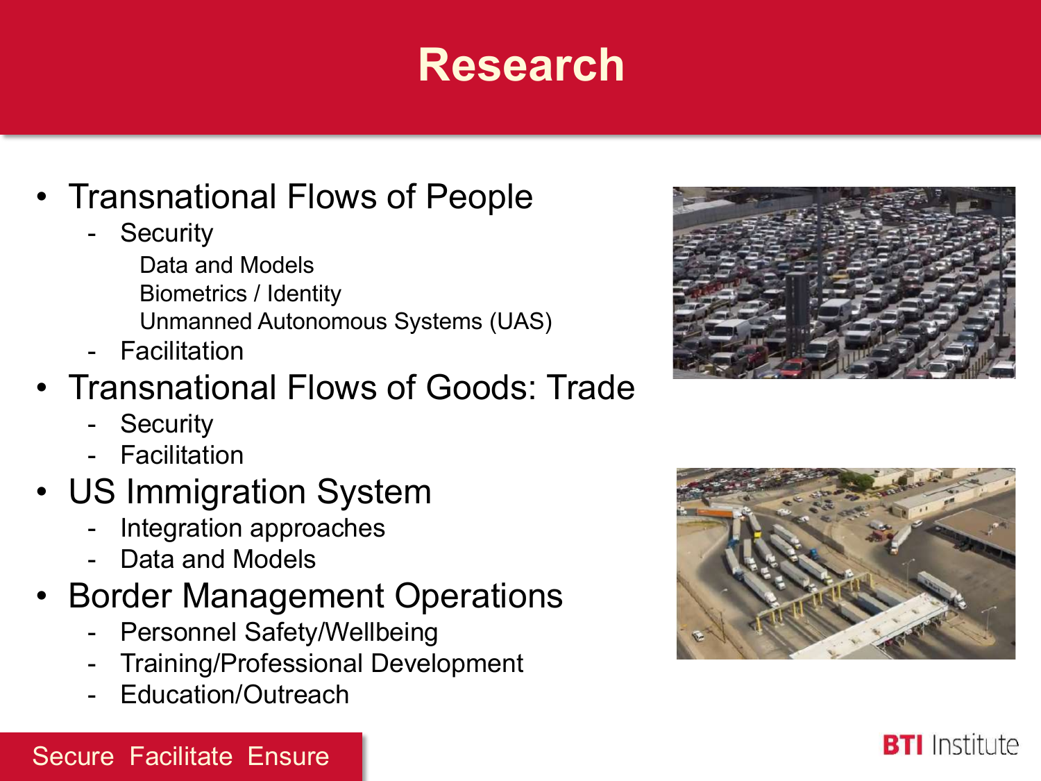# Research

- Transnational Flows of People
  - Security
    - Data and Models
    - Biometrics / Identity
    - Unmanned Autonomous Systems (UAS)
  - Facilitation
- Transnational Flows of Goods: Trade
  - Security
  - Facilitation
- US Immigration System
  - Integration approaches
  - Data and Models
- Border Management Operations
  - Personnel Safety/Wellbeing
  - Training/Professional Development
  - Education/Outreach

Secure Facilitate Ensure

BTI Institute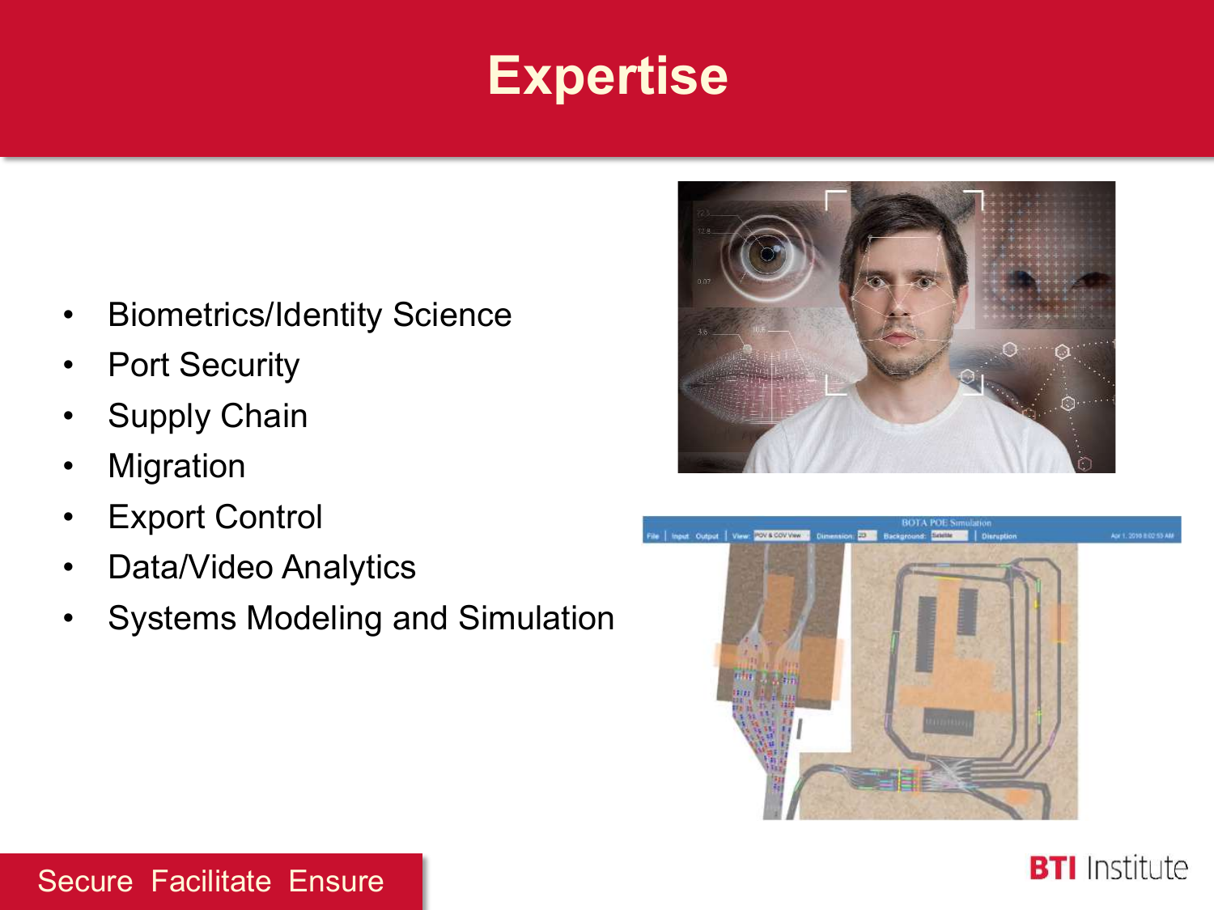# Expertise

- Biometrics/Identity Science
- Port Security
- Supply Chain
- Migration
- Export Control
- Data/Video Analytics
- Systems Modeling and Simulation

Secure Facilitate Ensure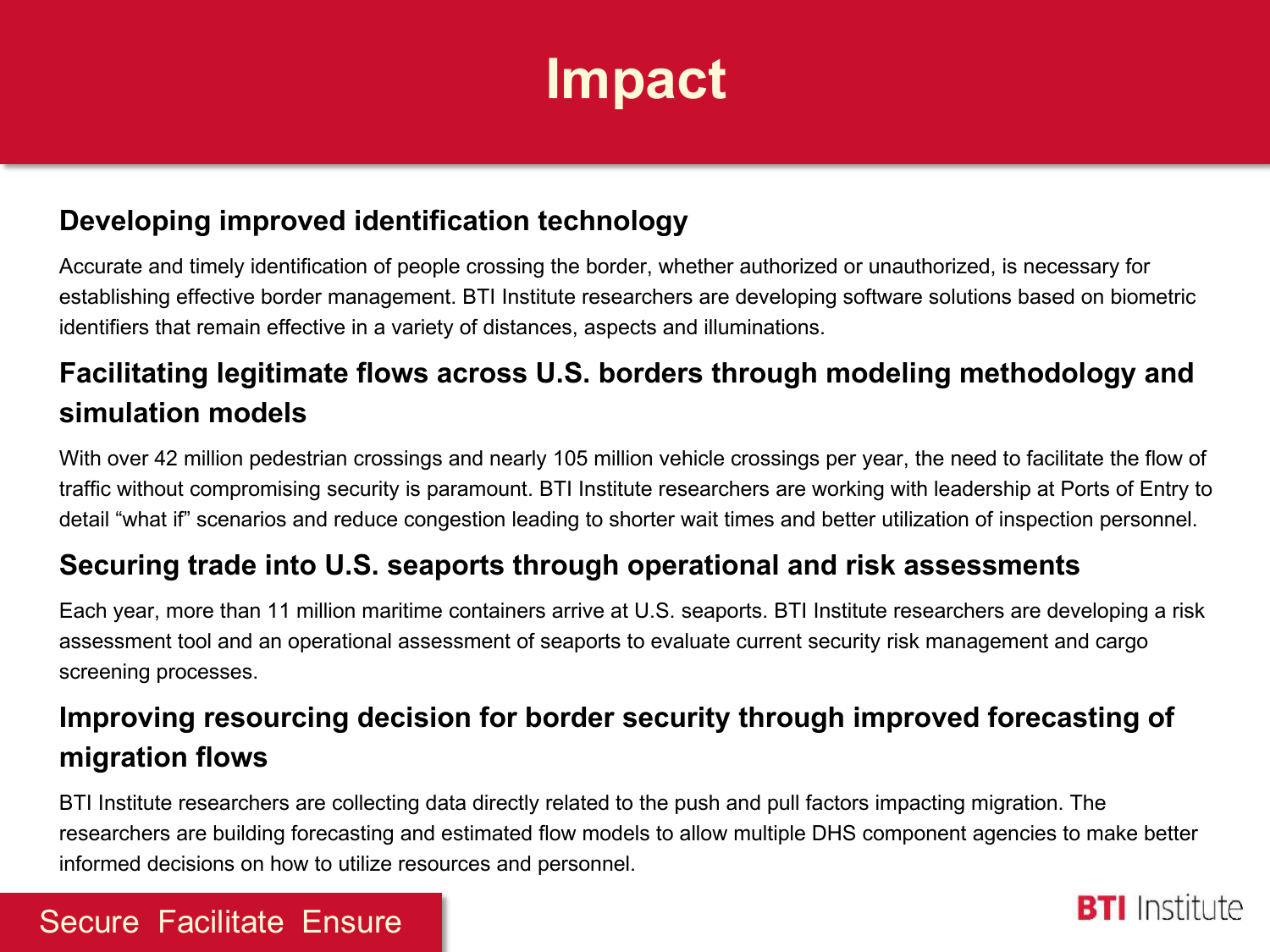# Impact

## Developing improved identification technology

Accurate and timely identification of people crossing the border, whether authorized or unauthorized, is necessary for establishing effective border management. BTI Institute researchers are developing software solutions based on biometric identifiers that remain effective in a variety of distances, aspects and illuminations.

## Facilitating legitimate flows across U.S. borders through modeling methodology and simulation models

With over 42 million pedestrian crossings and nearly 105 million vehicle crossings per year, the need to facilitate the flow of traffic without compromising security is paramount. BTI Institute researchers are working with leadership at Ports of Entry to detail “what if” scenarios and reduce congestion leading to shorter wait times and better utilization of inspection personnel.

## Securing trade into U.S. seaports through operational and risk assessments

Each year, more than 11 million maritime containers arrive at U.S. seaports. BTI Institute researchers are developing a risk assessment tool and an operational assessment of seaports to evaluate current security risk management and cargo screening processes.

## Improving resourcing decision for border security through improved forecasting of migration flows

BTI Institute researchers are collecting data directly related to the push and pull factors impacting migration. The researchers are building forecasting and estimated flow models to allow multiple DHS component agencies to make better informed decisions on how to utilize resources and personnel.

Secure Facilitate Ensure

BTI Institute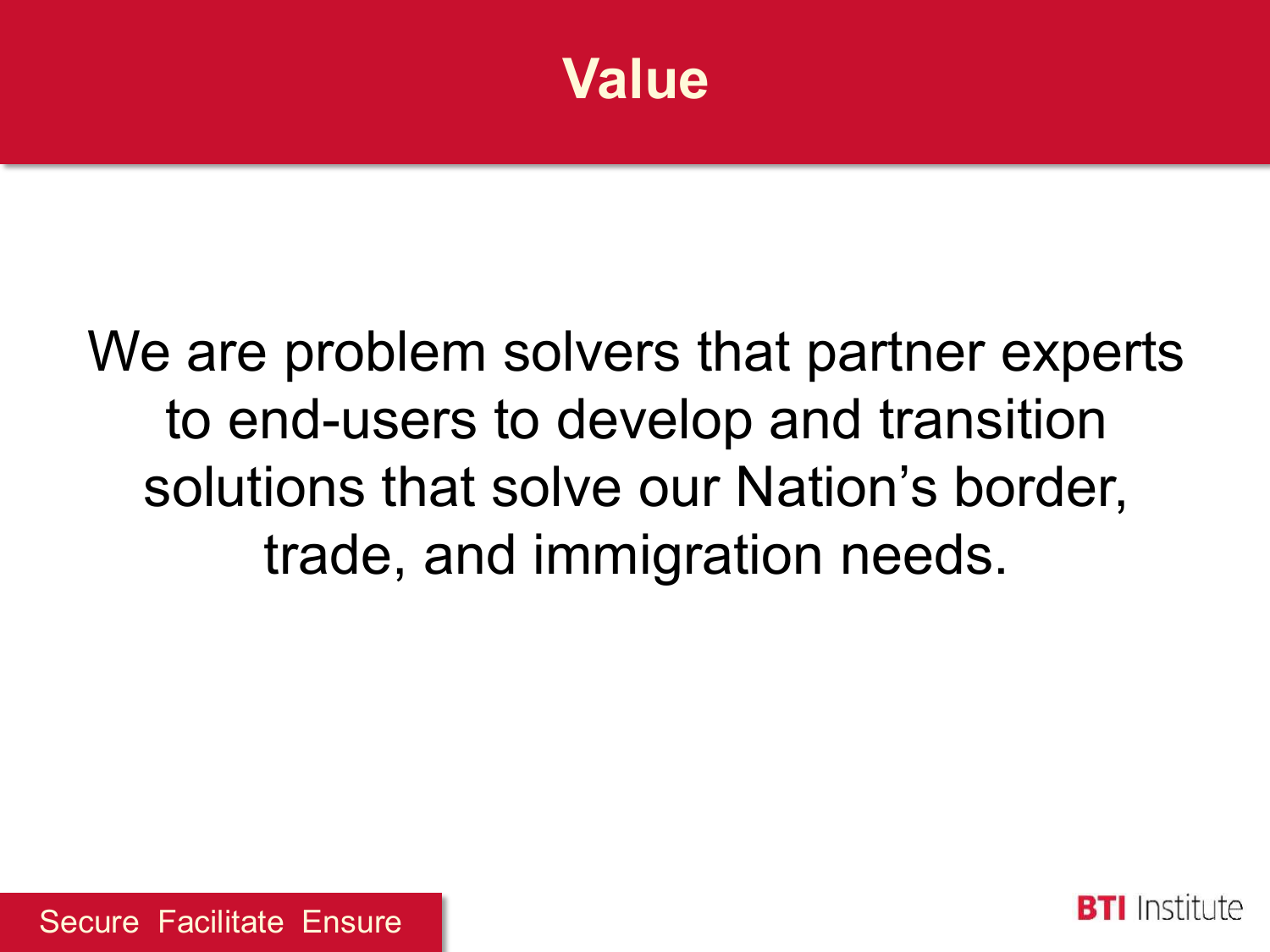# Value

We are problem solvers that partner experts to end-users to develop and transition solutions that solve our Nation's border, trade, and immigration needs.

Secure Facilitate Ensure

**BTI** Institute